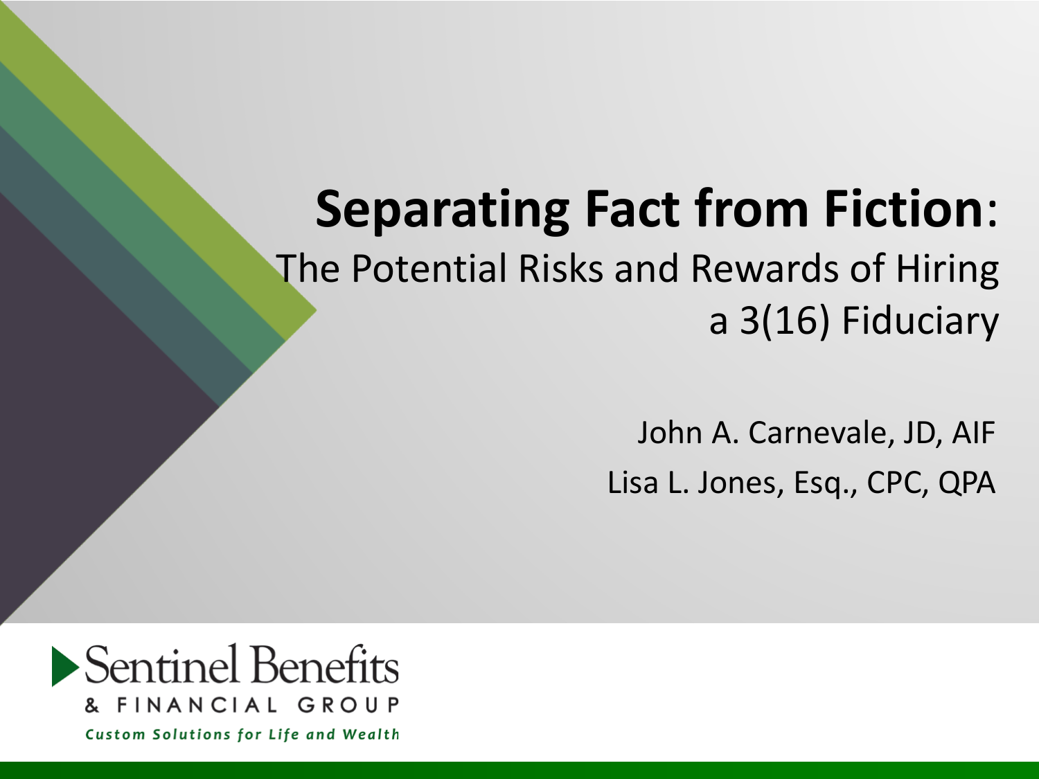# **Separating Fact from Fiction**:

## The Potential Risks and Rewards of Hiring a 3(16) Fiduciary

John A. Carnevale, JD, AIF

Lisa L. Jones, Esq., CPC, QPA

Sentinel Benefits & FINANCIAL GROUP

*Custom Solutions for Life and Wealth*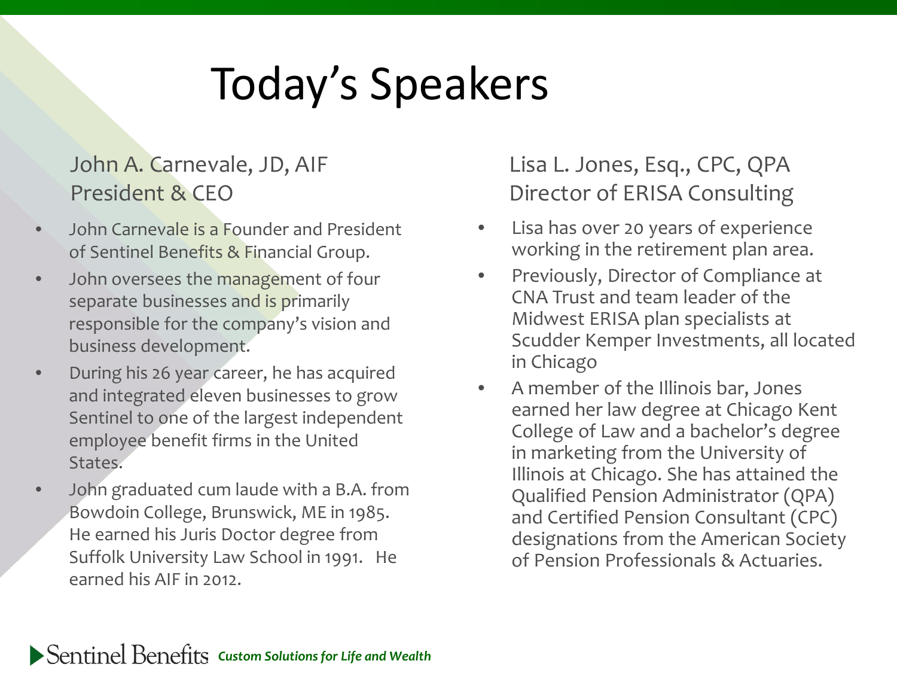# Today's Speakers

John A. Carnevale, JD, AIF
President & CEO

- John Carnevale is a Founder and President of Sentinel Benefits & Financial Group.
- John oversees the management of four separate businesses and is primarily responsible for the company's vision and business development.
- During his 26 year career, he has acquired and integrated eleven businesses to grow Sentinel to one of the largest independent employee benefit firms in the United States.
- John graduated cum laude with a B.A. from Bowdoin College, Brunswick, ME in 1985. He earned his Juris Doctor degree from Suffolk University Law School in 1991. He earned his AIF in 2012.

Lisa L. Jones, Esq., CPC, QPA
Director of ERISA Consulting

- Lisa has over 20 years of experience working in the retirement plan area.
- Previously, Director of Compliance at CNA Trust and team leader of the Midwest ERISA plan specialists at Scudder Kemper Investments, all located in Chicago
- A member of the Illinois bar, Jones earned her law degree at Chicago Kent College of Law and a bachelor's degree in marketing from the University of Illinois at Chicago. She has attained the Qualified Pension Administrator (QPA) and Certified Pension Consultant (CPC) designations from the American Society of Pension Professionals & Actuaries.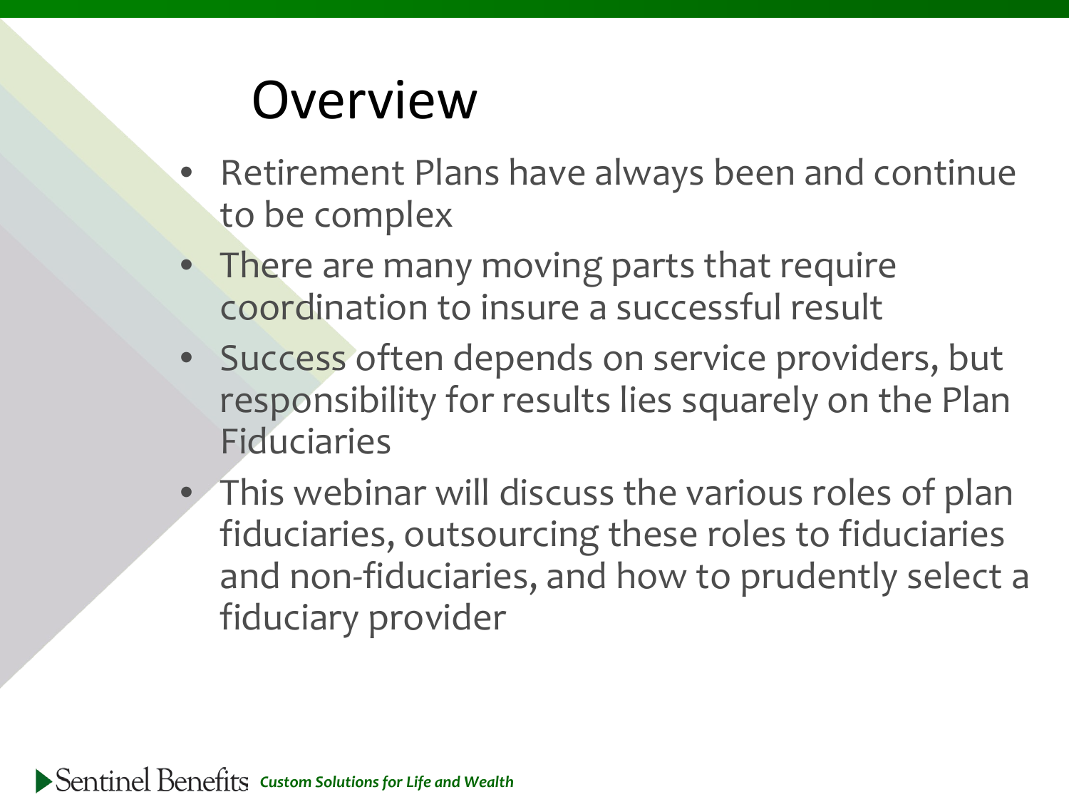# Overview

- Retirement Plans have always been and continue to be complex
- There are many moving parts that require coordination to insure a successful result
- Success often depends on service providers, but responsibility for results lies squarely on the Plan Fiduciaries
- This webinar will discuss the various roles of plan fiduciaries, outsourcing these roles to fiduciaries and non-fiduciaries, and how to prudently select a fiduciary provider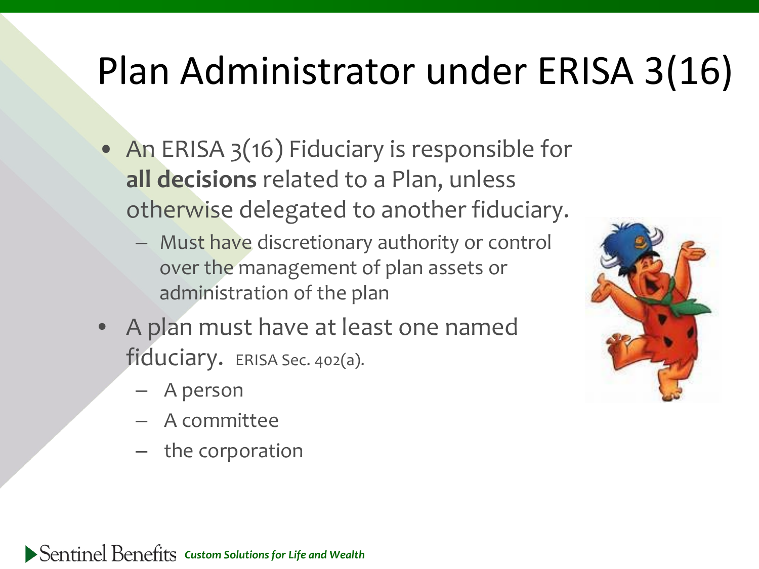# Plan Administrator under ERISA 3(16)

- An ERISA 3(16) Fiduciary is responsible for **all decisions** related to a Plan, unless otherwise delegated to another fiduciary.
  - Must have discretionary authority or control over the management of plan assets or administration of the plan
- A plan must have at least one named fiduciary. ERISA Sec. 402(a).
  - A person
  - A committee
  - the corporation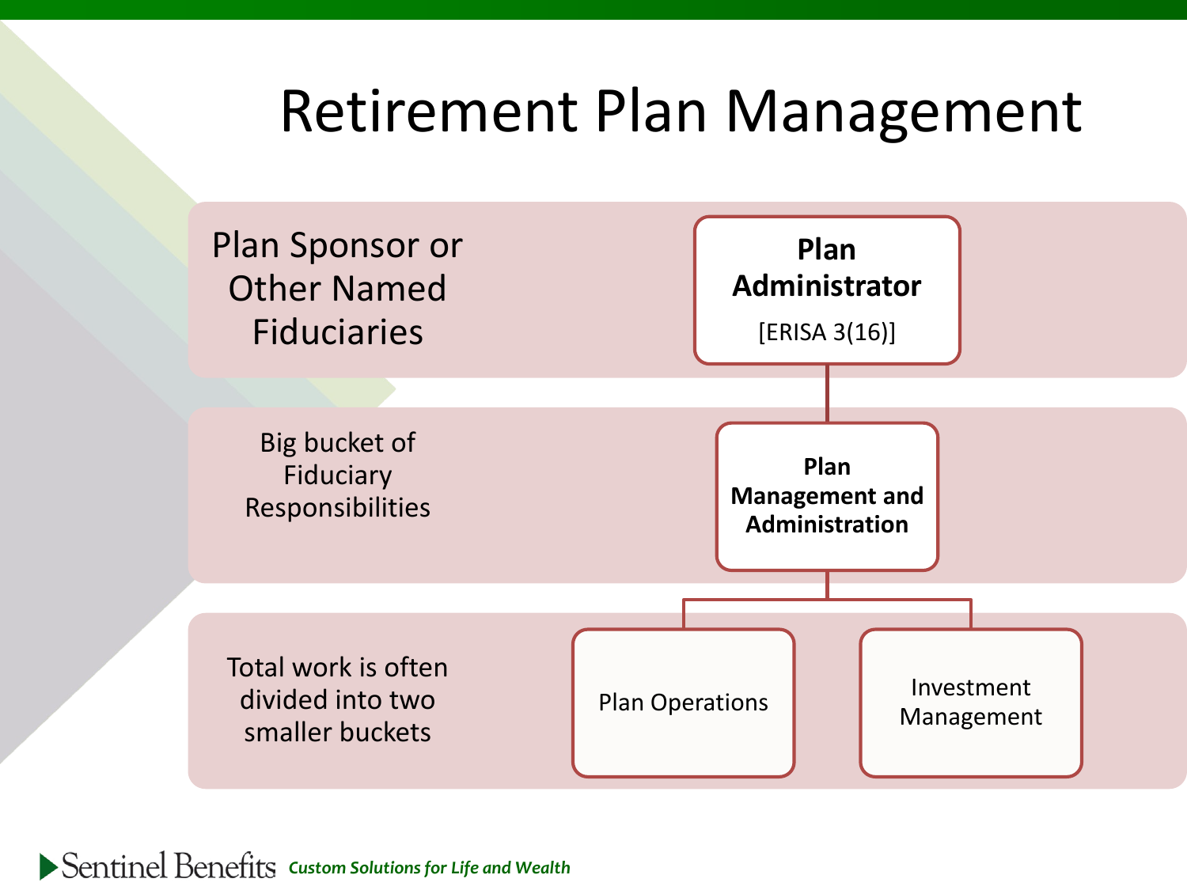# Retirement Plan Management

| Level | Role |
| --- | --- |
| Plan Sponsor or Other Named Fiduciaries | **Plan Administrator** [ERISA 3(16)] |
| Big bucket of Fiduciary Responsibilities | **Plan Management and Administration** |
| Total work is often divided into two smaller buckets | Plan Operations; Investment Management |

Sentinel Benefits *Custom Solutions for Life and Wealth*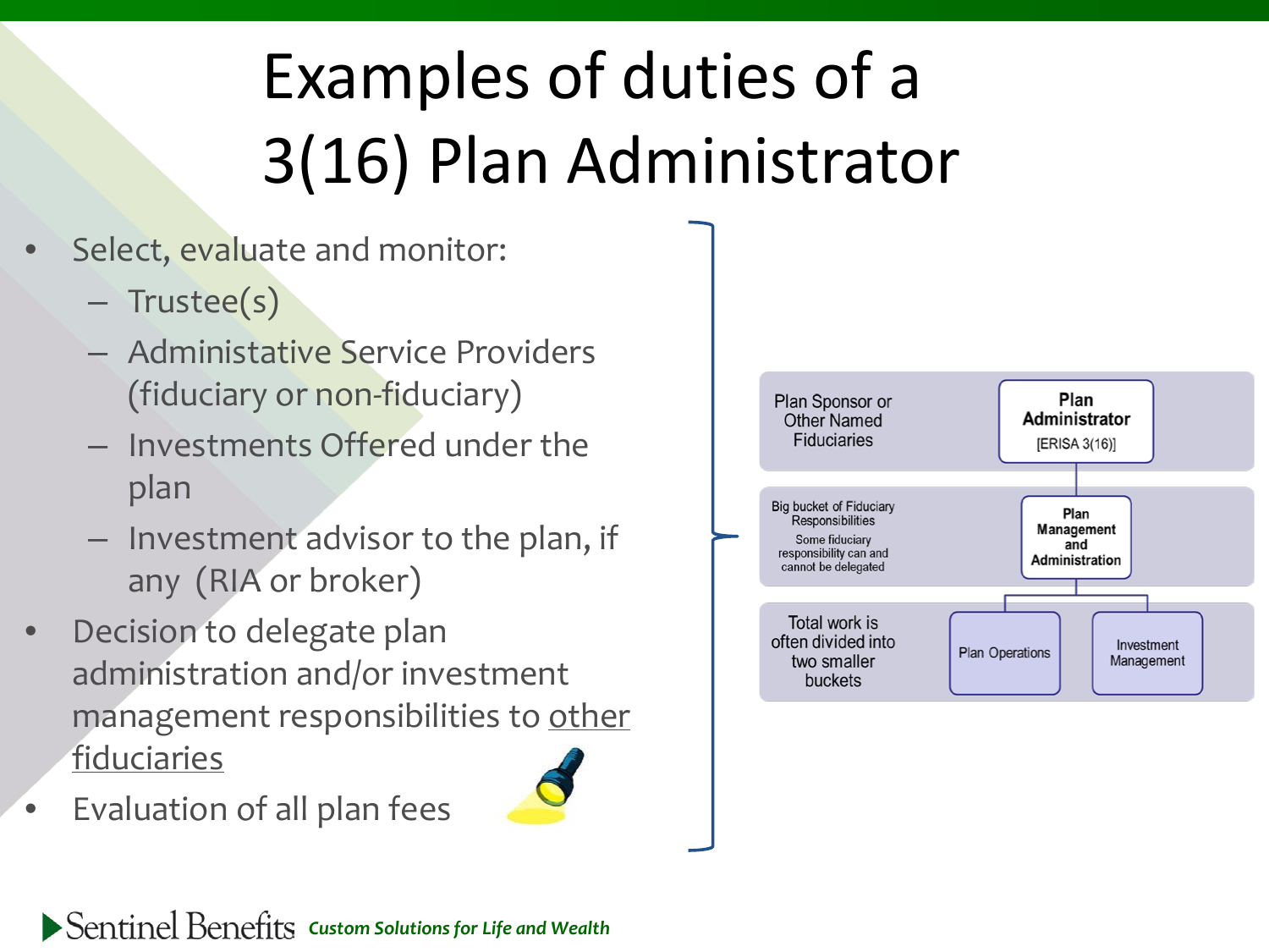# Examples of duties of a 3(16) Plan Administrator

- Select, evaluate and monitor:
  - Trustee(s)
  - Administative Service Providers (fiduciary or non-fiduciary)
  - Investments Offered under the plan
  - Investment advisor to the plan, if any (RIA or broker)
- Decision to delegate plan administration and/or investment management responsibilities to other fiduciaries
- Evaluation of all plan fees

| | |
|---|---|
| Plan Sponsor or Other Named Fiduciaries | **Plan Administrator** [ERISA 3(16)] |
| Big bucket of Fiduciary Responsibilities<br>Some fiduciary responsibility can and cannot be delegated | **Plan Management and Administration** |
| Total work is often divided into two smaller buckets | Plan Operations / Investment Management |

Sentinel Benefits *Custom Solutions for Life and Wealth*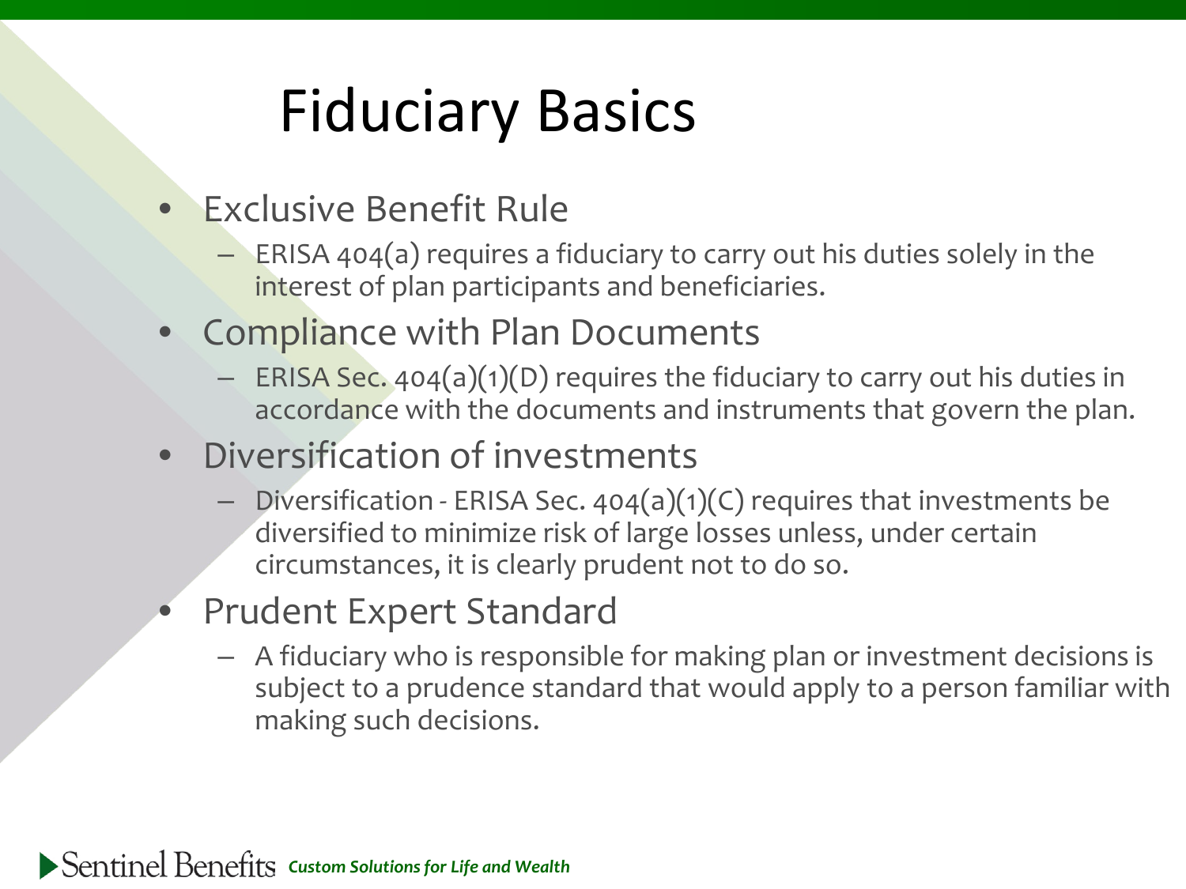# Fiduciary Basics

- Exclusive Benefit Rule
  - ERISA 404(a) requires a fiduciary to carry out his duties solely in the interest of plan participants and beneficiaries.
- Compliance with Plan Documents
  - ERISA Sec. 404(a)(1)(D) requires the fiduciary to carry out his duties in accordance with the documents and instruments that govern the plan.
- Diversification of investments
  - Diversification - ERISA Sec. 404(a)(1)(C) requires that investments be diversified to minimize risk of large losses unless, under certain circumstances, it is clearly prudent not to do so.
- Prudent Expert Standard
  - A fiduciary who is responsible for making plan or investment decisions is subject to a prudence standard that would apply to a person familiar with making such decisions.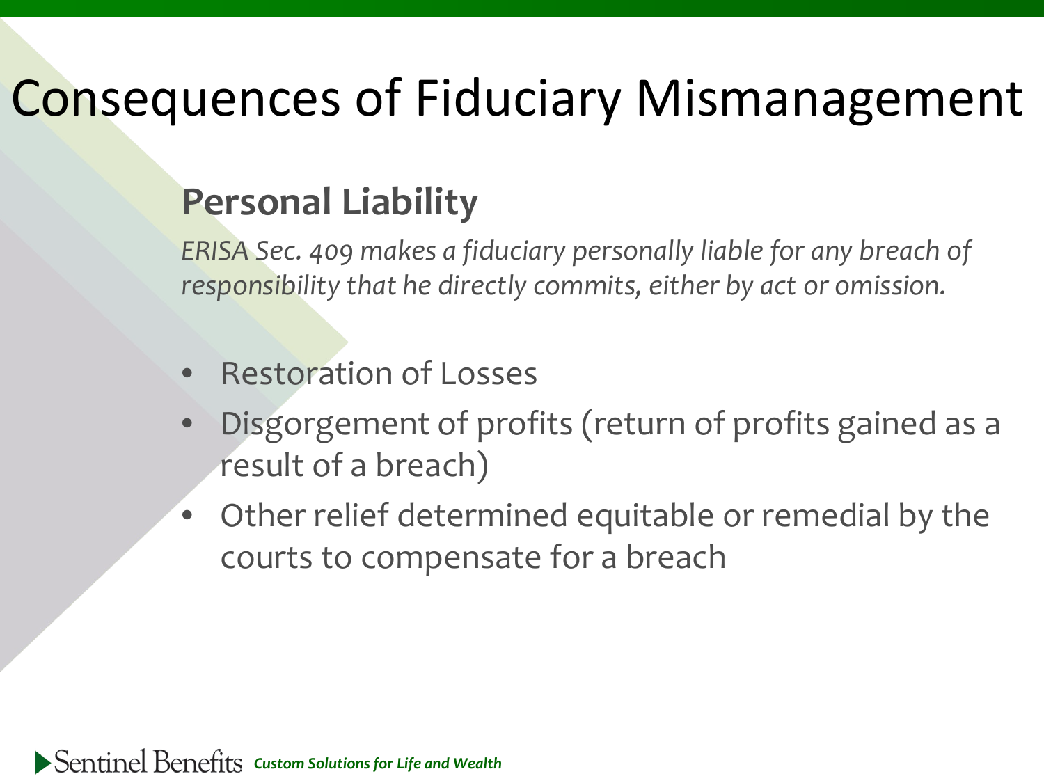# Consequences of Fiduciary Mismanagement

## Personal Liability

*ERISA Sec. 409 makes a fiduciary personally liable for any breach of responsibility that he directly commits, either by act or omission.*

- Restoration of Losses
- Disgorgement of profits (return of profits gained as a result of a breach)
- Other relief determined equitable or remedial by the courts to compensate for a breach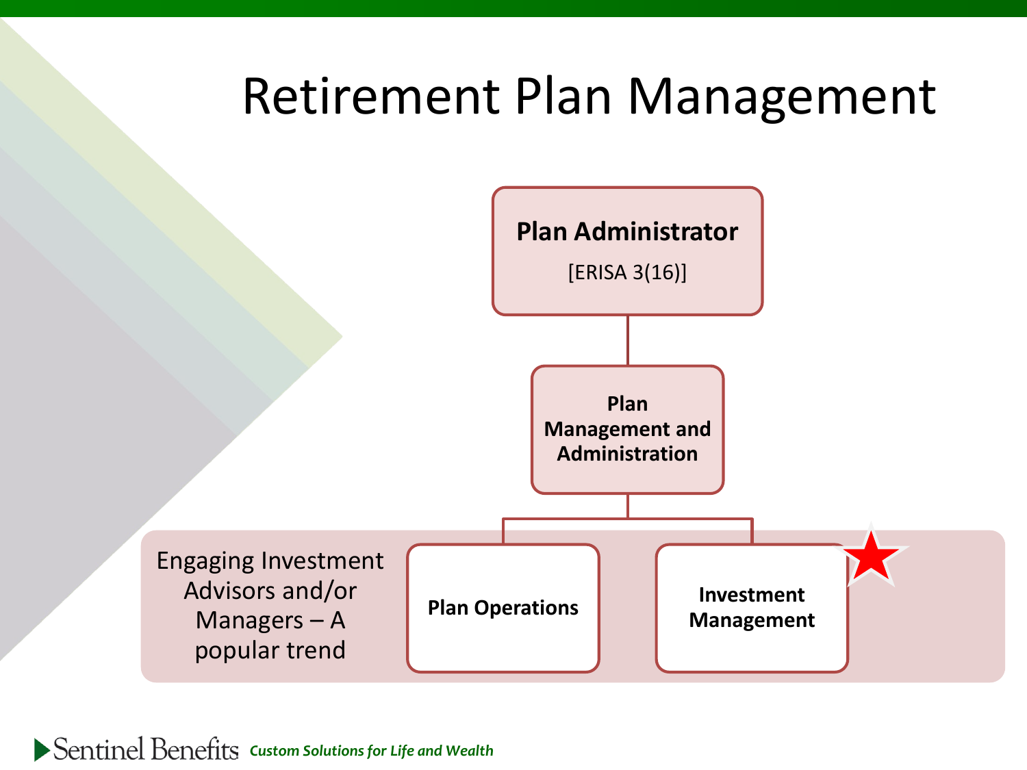# Retirement Plan Management

**Plan Administrator**

[ERISA 3(16)]

**Plan Management and Administration**

Engaging Investment Advisors and/or Managers – A popular trend

**Plan Operations**

**Investment Management**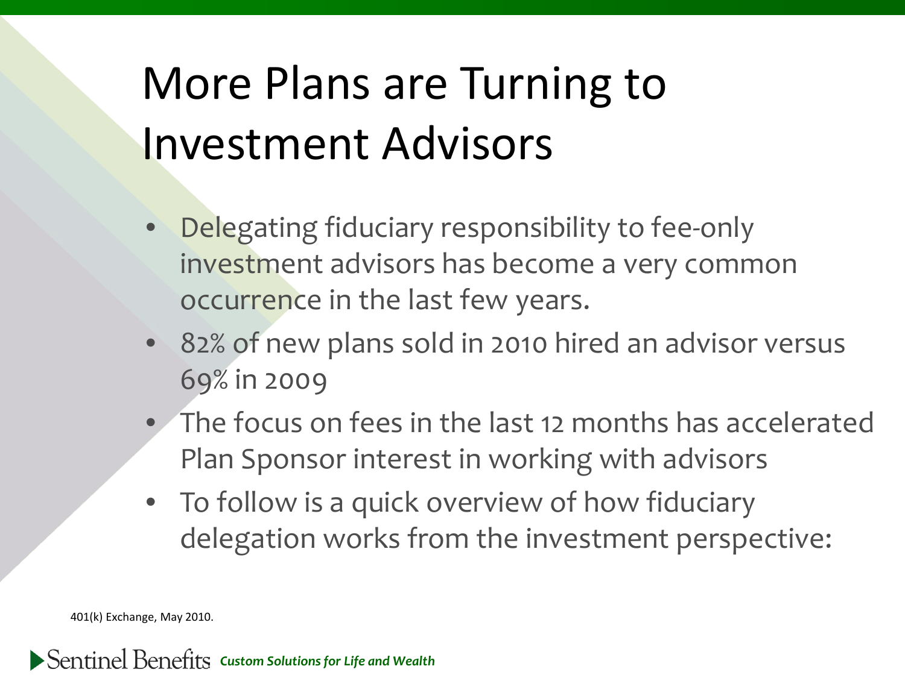# More Plans are Turning to Investment Advisors

- Delegating fiduciary responsibility to fee-only investment advisors has become a very common occurrence in the last few years.
- 82% of new plans sold in 2010 hired an advisor versus 69% in 2009
- The focus on fees in the last 12 months has accelerated Plan Sponsor interest in working with advisors
- To follow is a quick overview of how fiduciary delegation works from the investment perspective:

401(k) Exchange, May 2010.

Sentinel Benefits *Custom Solutions for Life and Wealth*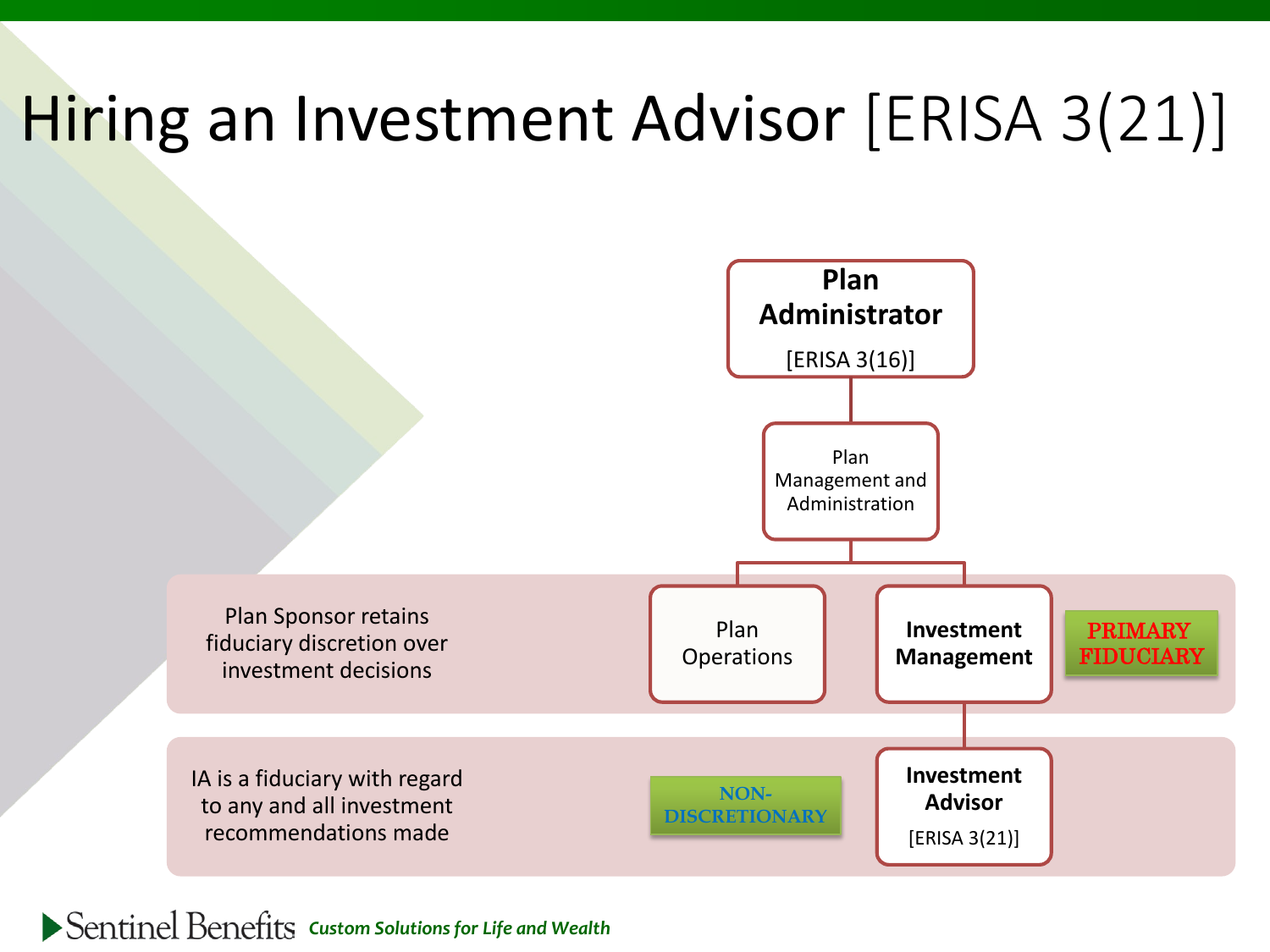# Hiring an Investment Advisor [ERISA 3(21)]

**Plan Administrator**
[ERISA 3(16)]

Plan Management and Administration

Plan Operations

**Investment Management**

PRIMARY FIDUCIARY

Plan Sponsor retains fiduciary discretion over investment decisions

**Investment Advisor**
[ERISA 3(21)]

NON-DISCRETIONARY

IA is a fiduciary with regard to any and all investment recommendations made

Sentinel Benefits *Custom Solutions for Life and Wealth*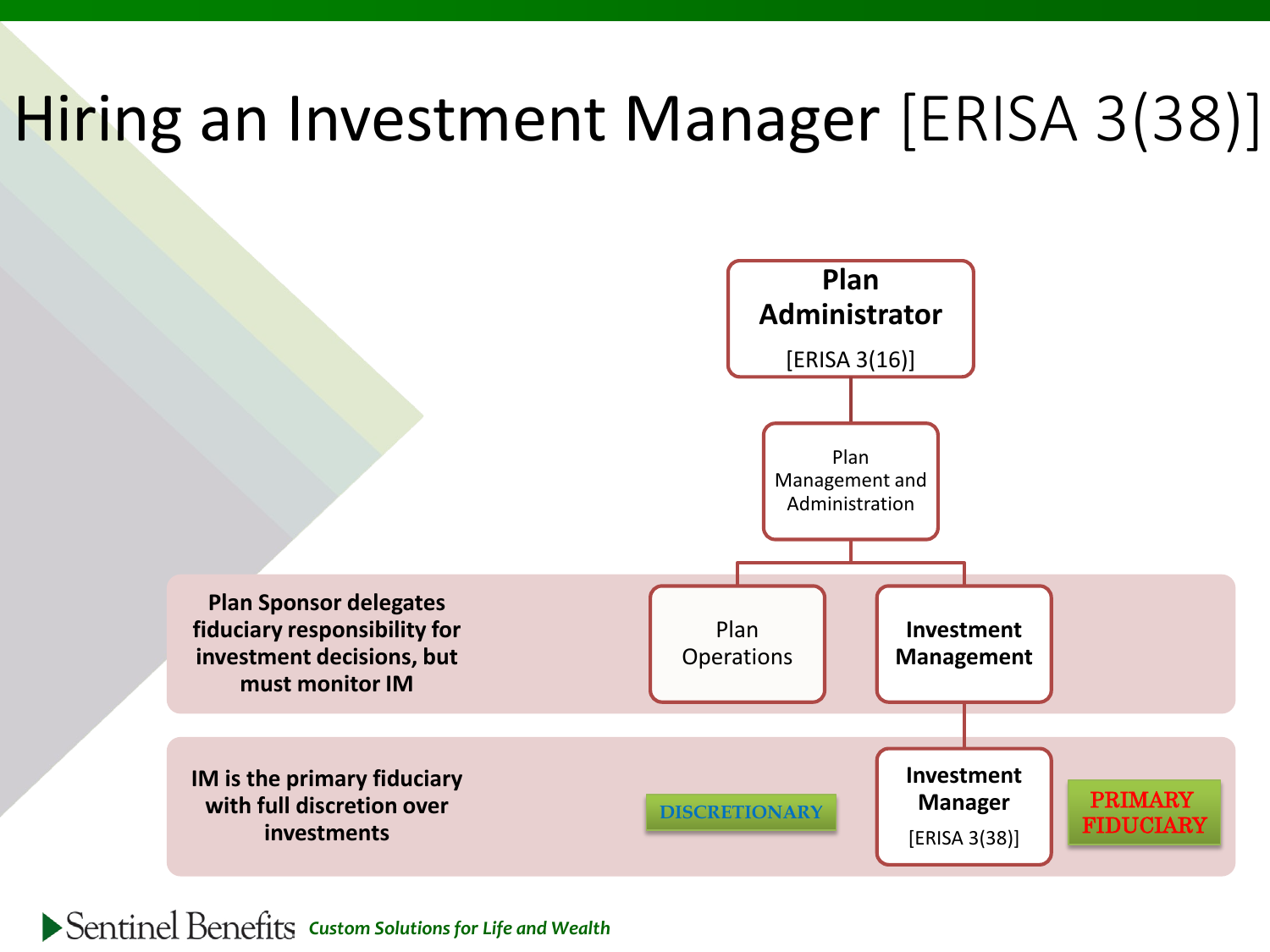# Hiring an Investment Manager [ERISA 3(38)]

**Plan Administrator**
[ERISA 3(16)]

Plan Management and Administration

Plan Operations

**Investment Management**

**Plan Sponsor delegates fiduciary responsibility for investment decisions, but must monitor IM**

**IM is the primary fiduciary with full discretion over investments**

DISCRETIONARY

**Investment Manager**
[ERISA 3(38)]

PRIMARY FIDUCIARY

Sentinel Benefits *Custom Solutions for Life and Wealth*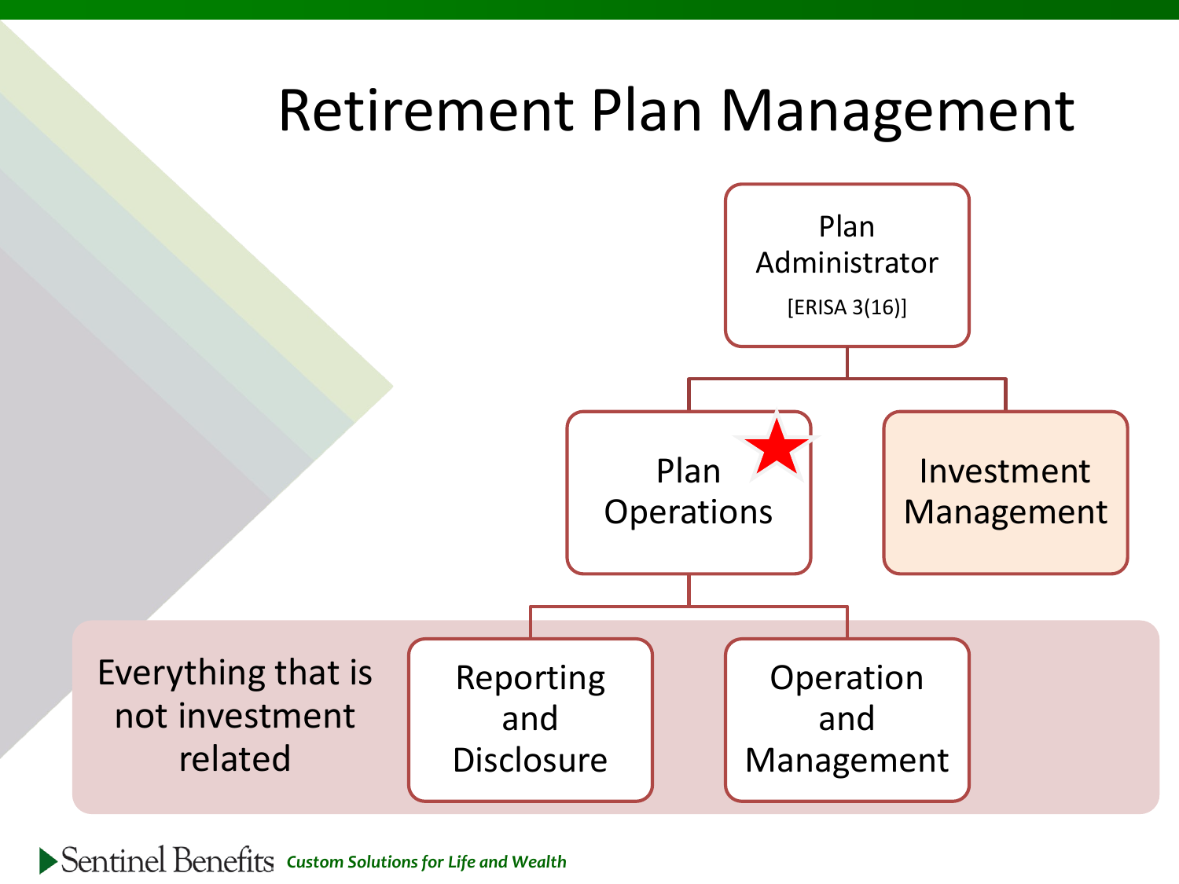# Retirement Plan Management

- Plan Administrator [ERISA 3(16)]
  - Plan Operations
    - Reporting and Disclosure
    - Operation and Management
  - Investment Management

Everything that is not investment related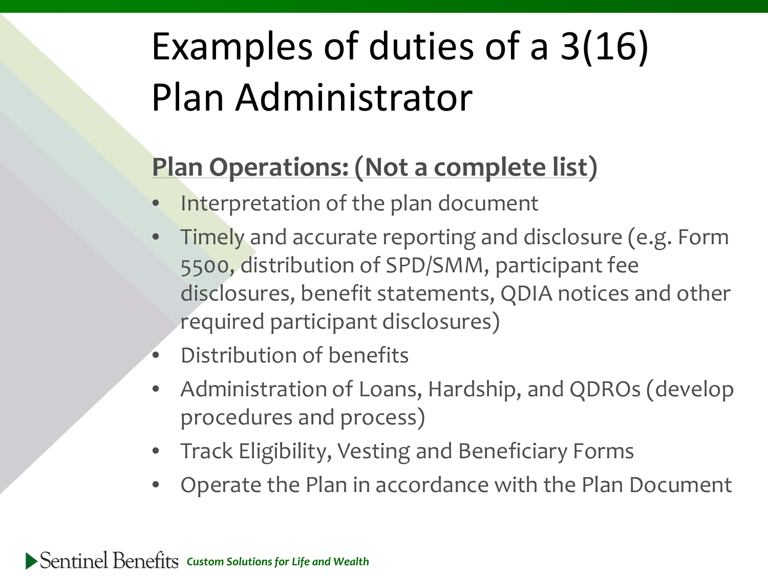# Examples of duties of a 3(16) Plan Administrator

**Plan Operations: (Not a complete list)**

- Interpretation of the plan document
- Timely and accurate reporting and disclosure (e.g. Form 5500, distribution of SPD/SMM, participant fee disclosures, benefit statements, QDIA notices and other required participant disclosures)
- Distribution of benefits
- Administration of Loans, Hardship, and QDROs (develop procedures and process)
- Track Eligibility, Vesting and Beneficiary Forms
- Operate the Plan in accordance with the Plan Document

Sentinel Benefits *Custom Solutions for Life and Wealth*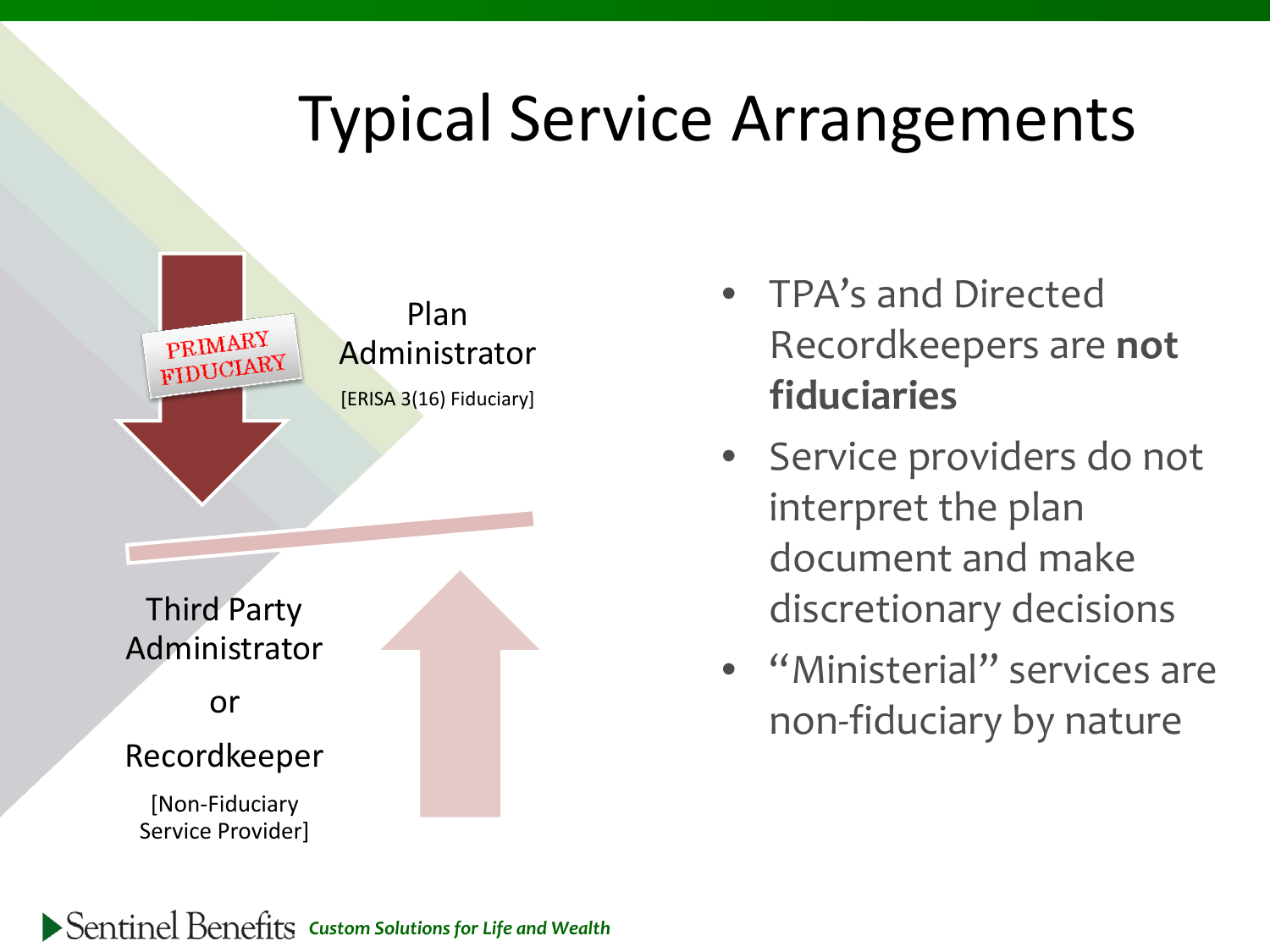# Typical Service Arrangements

PRIMARY FIDUCIARY

Plan Administrator

[ERISA 3(16) Fiduciary]

Third Party Administrator

or

Recordkeeper

[Non-Fiduciary Service Provider]

- TPA's and Directed Recordkeepers are **not fiduciaries**
- Service providers do not interpret the plan document and make discretionary decisions
- "Ministerial" services are non-fiduciary by nature

Sentinel Benefits *Custom Solutions for Life and Wealth*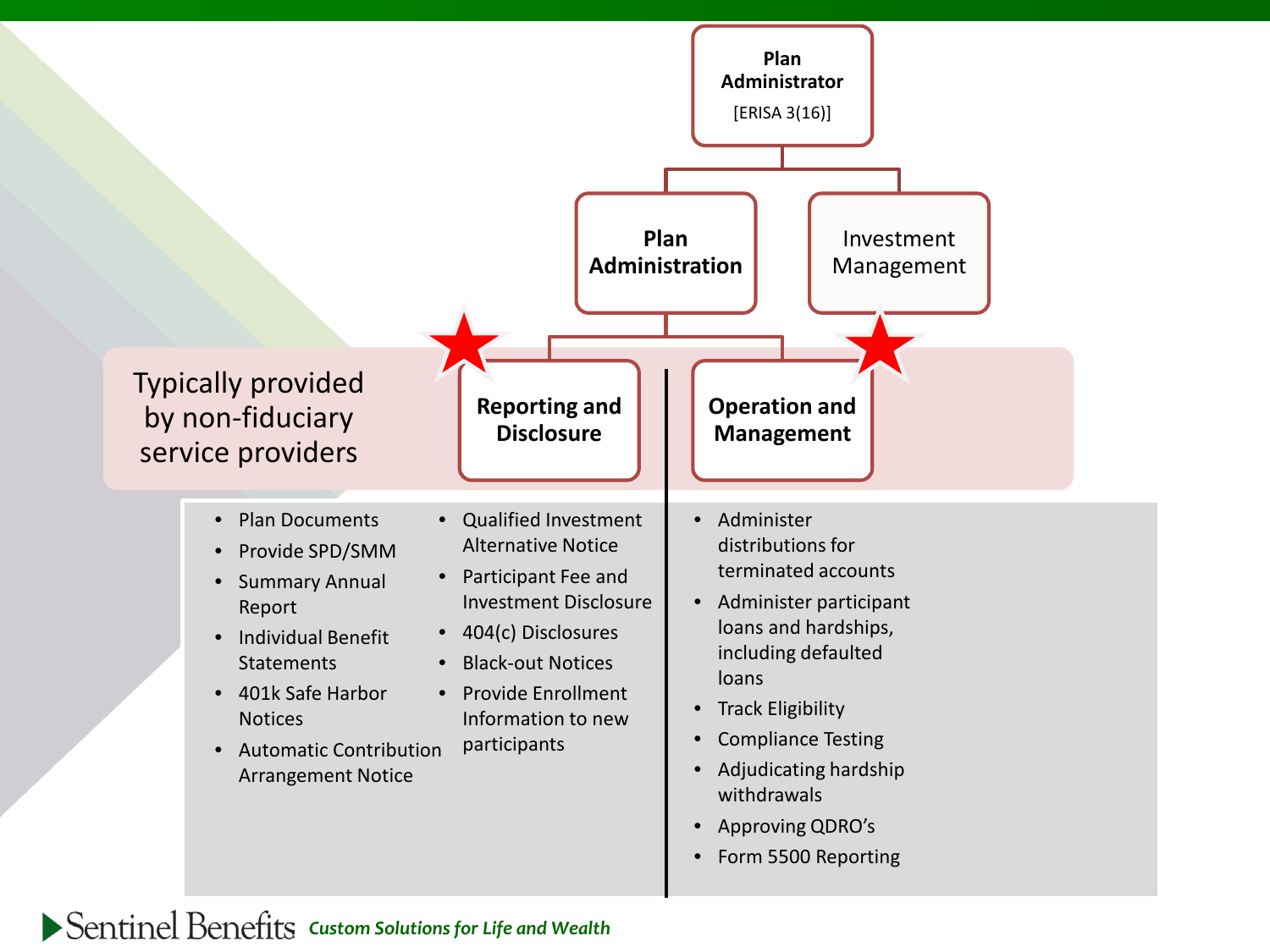**Plan Administrator**
[ERISA 3(16)]

- **Plan Administration**
  - **Reporting and Disclosure**
  - **Operation and Management**
- Investment Management

Typically provided by non-fiduciary service providers

**Reporting and Disclosure**

- Plan Documents
- Provide SPD/SMM
- Summary Annual Report
- Individual Benefit Statements
- 401k Safe Harbor Notices
- Automatic Contribution Arrangement Notice
- Qualified Investment Alternative Notice
- Participant Fee and Investment Disclosure
- 404(c) Disclosures
- Black-out Notices
- Provide Enrollment Information to new participants

**Operation and Management**

- Administer distributions for terminated accounts
- Administer participant loans and hardships, including defaulted loans
- Track Eligibility
- Compliance Testing
- Adjudicating hardship withdrawals
- Approving QDRO's
- Form 5500 Reporting

Sentinel Benefits *Custom Solutions for Life and Wealth*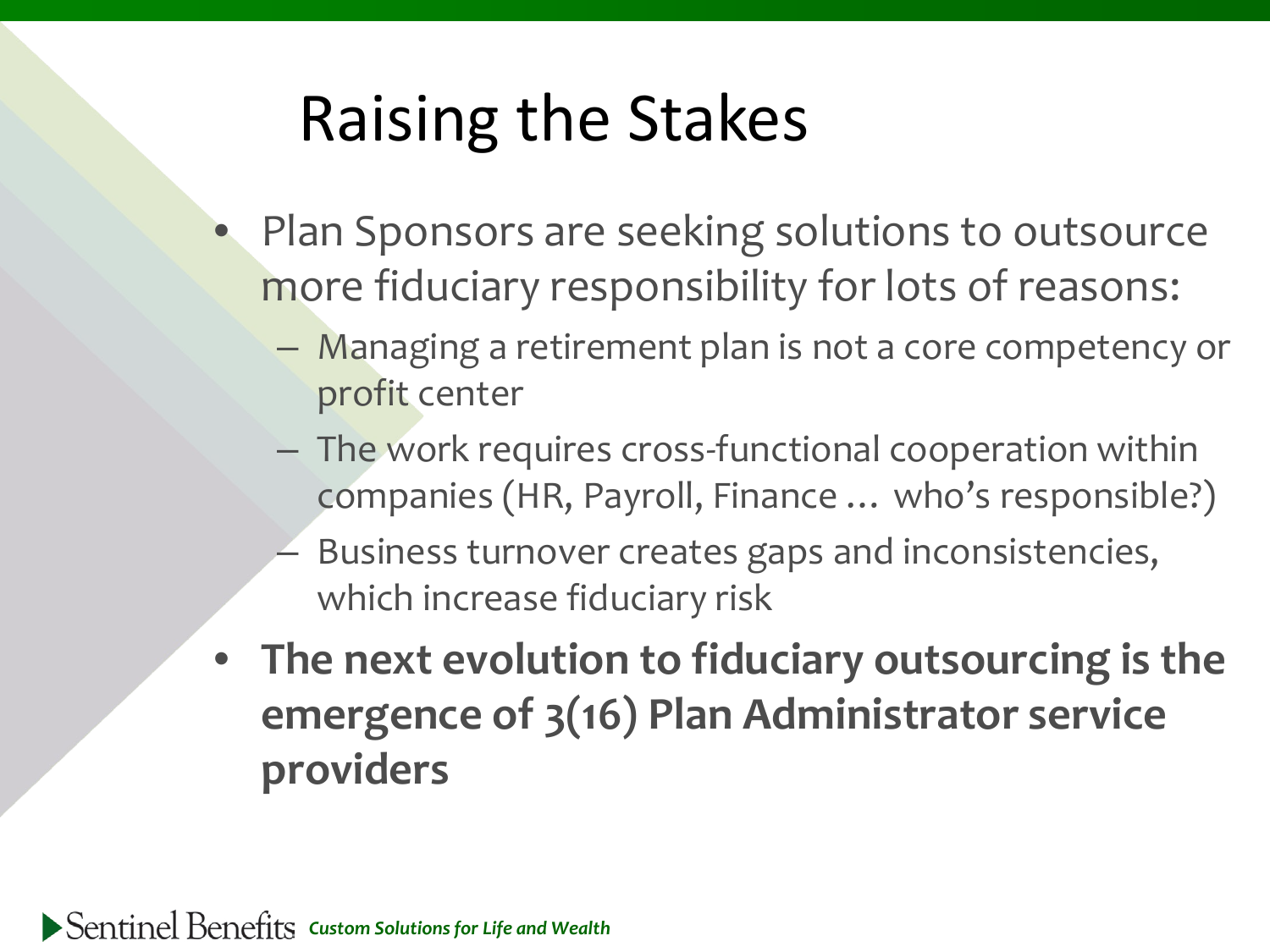# Raising the Stakes

- Plan Sponsors are seeking solutions to outsource more fiduciary responsibility for lots of reasons:
  - Managing a retirement plan is not a core competency or profit center
  - The work requires cross-functional cooperation within companies (HR, Payroll, Finance … who's responsible?)
  - Business turnover creates gaps and inconsistencies, which increase fiduciary risk
- **The next evolution to fiduciary outsourcing is the emergence of 3(16) Plan Administrator service providers**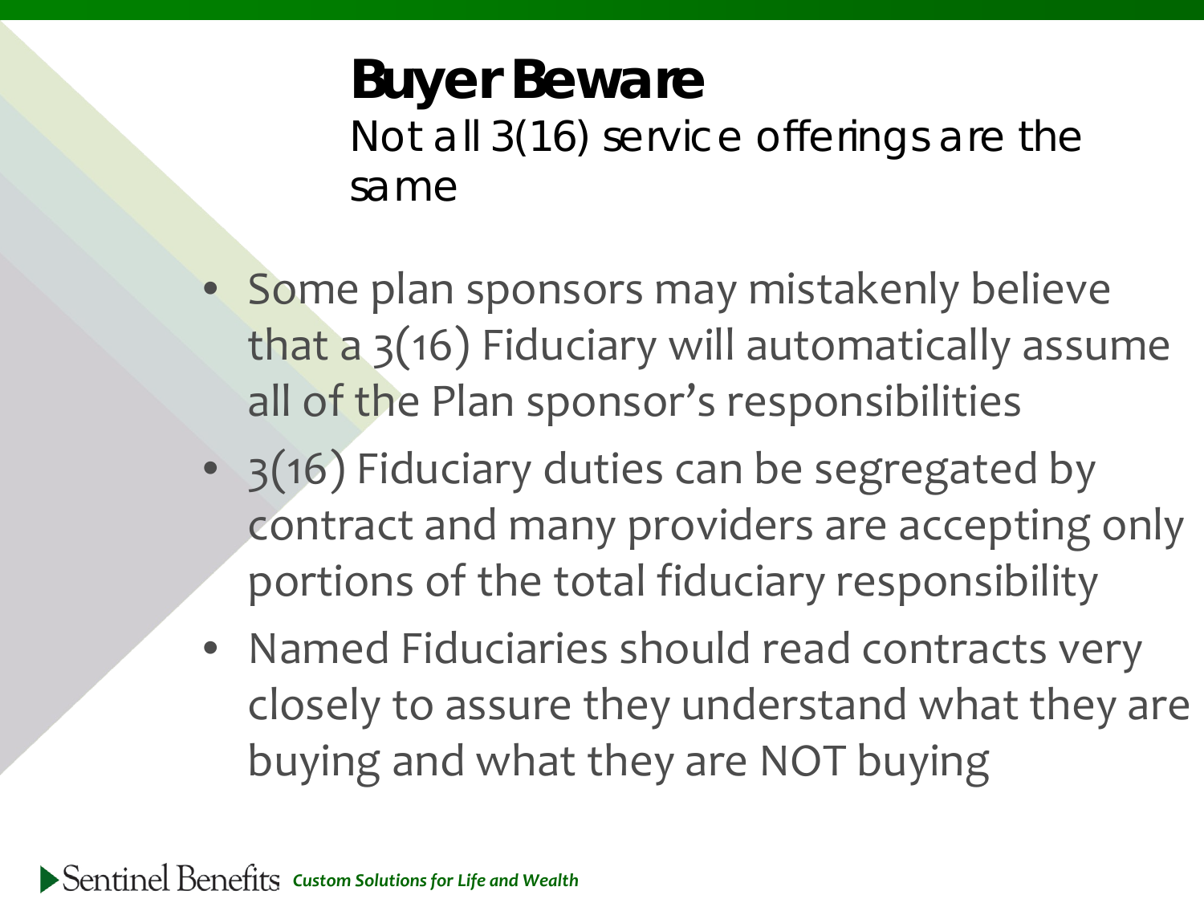# Buyer Beware

Not all 3(16) service offerings are the same

- Some plan sponsors may mistakenly believe that a 3(16) Fiduciary will automatically assume all of the Plan sponsor's responsibilities
- 3(16) Fiduciary duties can be segregated by contract and many providers are accepting only portions of the total fiduciary responsibility
- Named Fiduciaries should read contracts very closely to assure they understand what they are buying and what they are NOT buying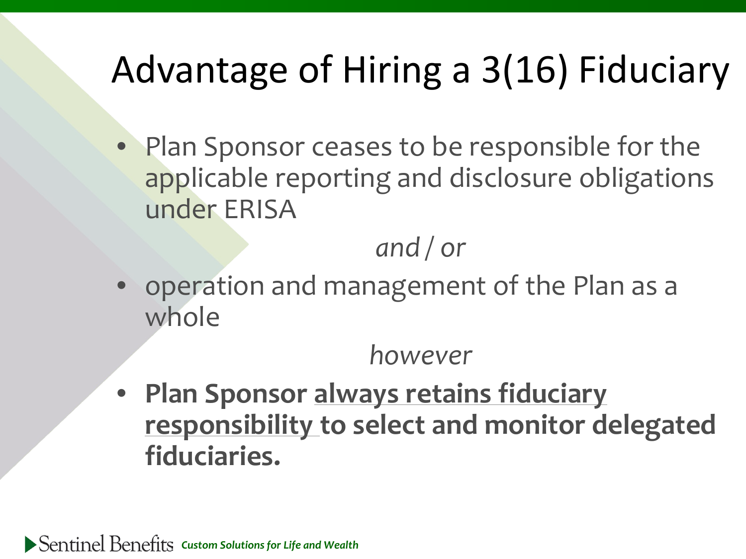# Advantage of Hiring a 3(16) Fiduciary

- Plan Sponsor ceases to be responsible for the applicable reporting and disclosure obligations under ERISA

*and / or*

- operation and management of the Plan as a whole

*however*

- **Plan Sponsor <u>always retains fiduciary responsibility</u> to select and monitor delegated fiduciaries.**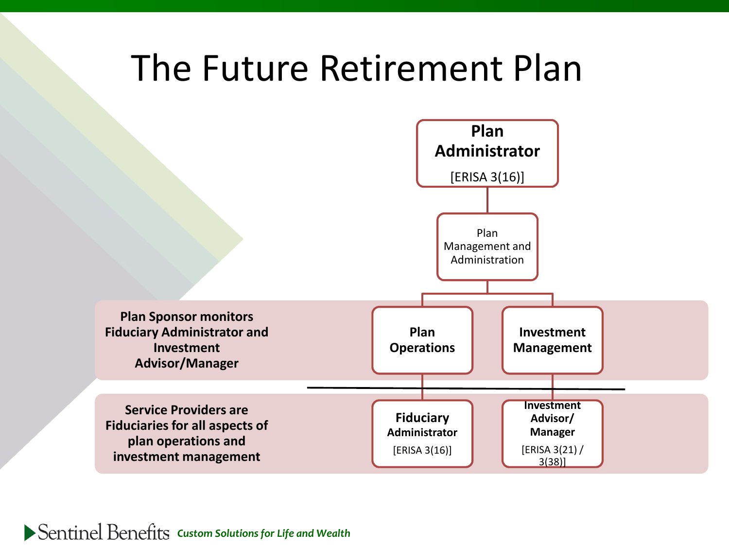# The Future Retirement Plan

**Plan Administrator**
[ERISA 3(16)]

Plan Management and Administration

**Plan Sponsor monitors Fiduciary Administrator and Investment Advisor/Manager**

- **Plan Operations**
- **Investment Management**

**Service Providers are Fiduciaries for all aspects of plan operations and investment management**

- **Fiduciary Administrator** [ERISA 3(16)]
- **Investment Advisor/ Manager** [ERISA 3(21) / 3(38)]

Sentinel Benefits *Custom Solutions for Life and Wealth*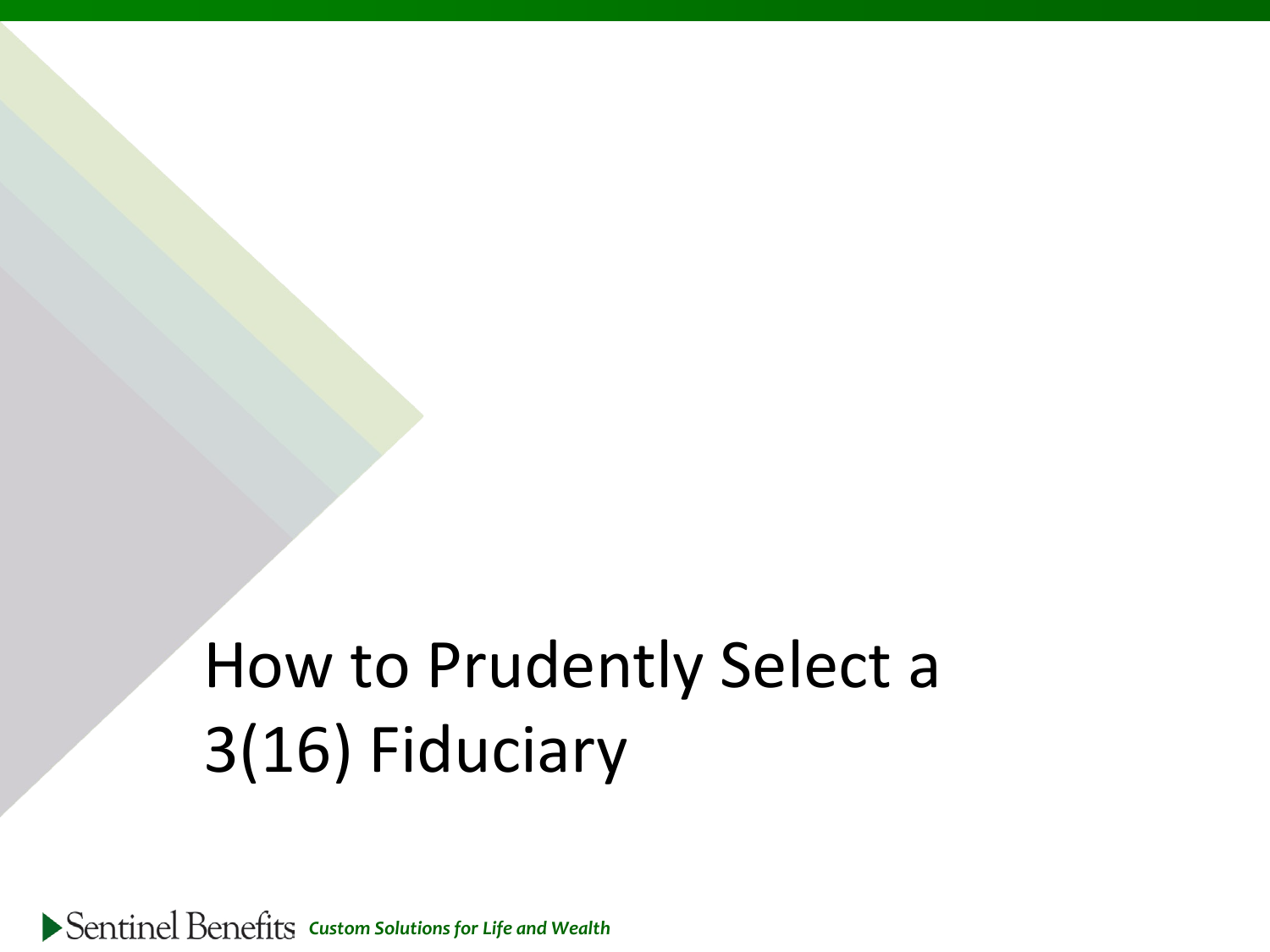# How to Prudently Select a 3(16) Fiduciary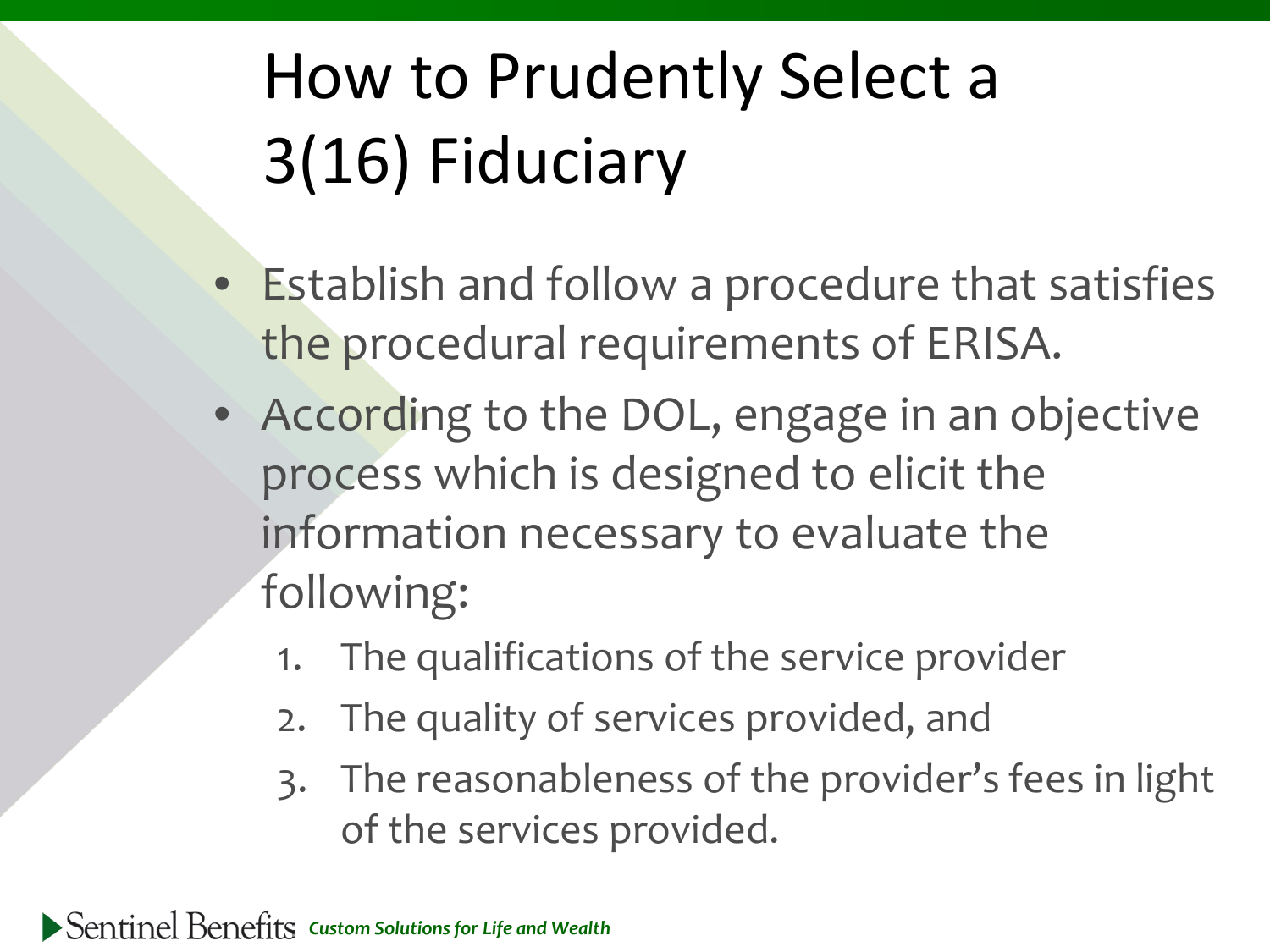# How to Prudently Select a 3(16) Fiduciary

- Establish and follow a procedure that satisfies the procedural requirements of ERISA.
- According to the DOL, engage in an objective process which is designed to elicit the information necessary to evaluate the following:
  1. The qualifications of the service provider
  2. The quality of services provided, and
  3. The reasonableness of the provider's fees in light of the services provided.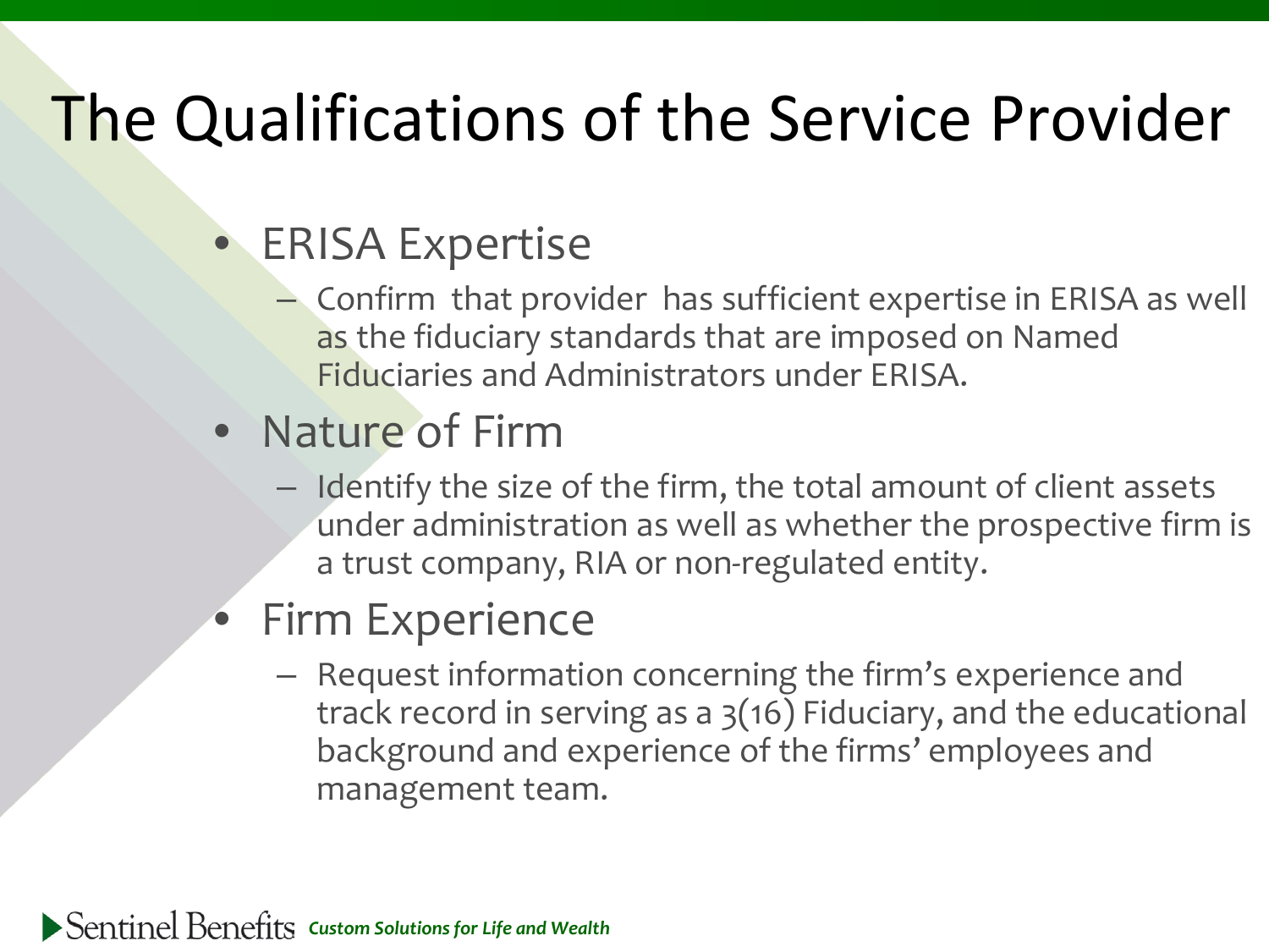# The Qualifications of the Service Provider

- ERISA Expertise
  - Confirm that provider has sufficient expertise in ERISA as well as the fiduciary standards that are imposed on Named Fiduciaries and Administrators under ERISA.
- Nature of Firm
  - Identify the size of the firm, the total amount of client assets under administration as well as whether the prospective firm is a trust company, RIA or non-regulated entity.
- Firm Experience
  - Request information concerning the firm's experience and track record in serving as a 3(16) Fiduciary, and the educational background and experience of the firms' employees and management team.

Sentinel Benefits *Custom Solutions for Life and Wealth*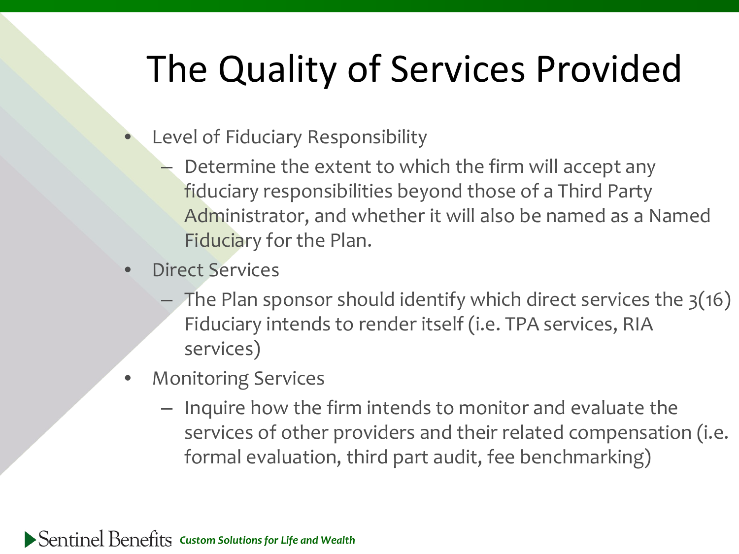# The Quality of Services Provided

- Level of Fiduciary Responsibility
  - Determine the extent to which the firm will accept any fiduciary responsibilities beyond those of a Third Party Administrator, and whether it will also be named as a Named Fiduciary for the Plan.
- Direct Services
  - The Plan sponsor should identify which direct services the 3(16) Fiduciary intends to render itself (i.e. TPA services, RIA services)
- Monitoring Services
  - Inquire how the firm intends to monitor and evaluate the services of other providers and their related compensation (i.e. formal evaluation, third part audit, fee benchmarking)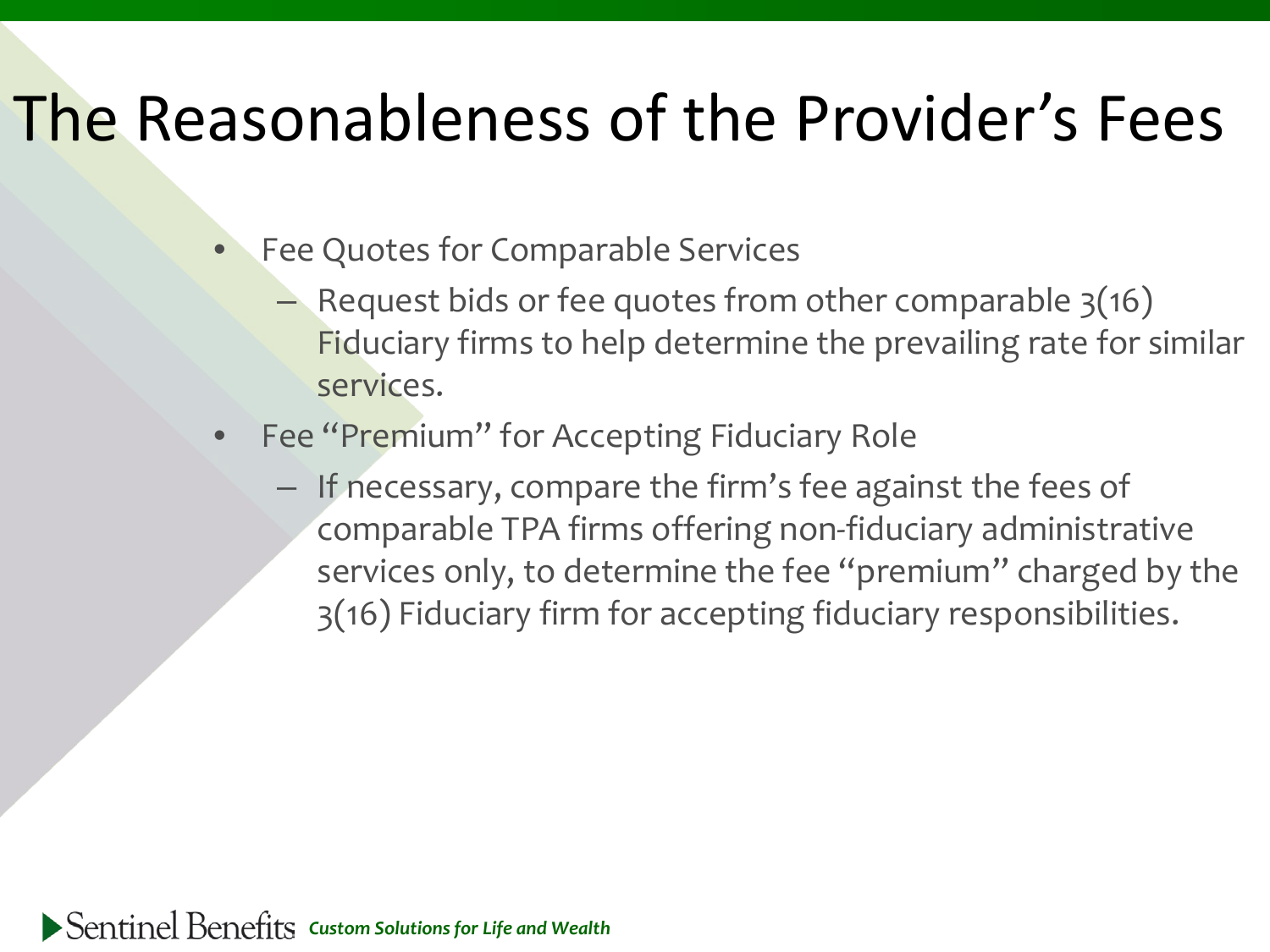# The Reasonableness of the Provider's Fees

- Fee Quotes for Comparable Services
  - Request bids or fee quotes from other comparable 3(16) Fiduciary firms to help determine the prevailing rate for similar services.
- Fee "Premium" for Accepting Fiduciary Role
  - If necessary, compare the firm's fee against the fees of comparable TPA firms offering non-fiduciary administrative services only, to determine the fee "premium" charged by the 3(16) Fiduciary firm for accepting fiduciary responsibilities.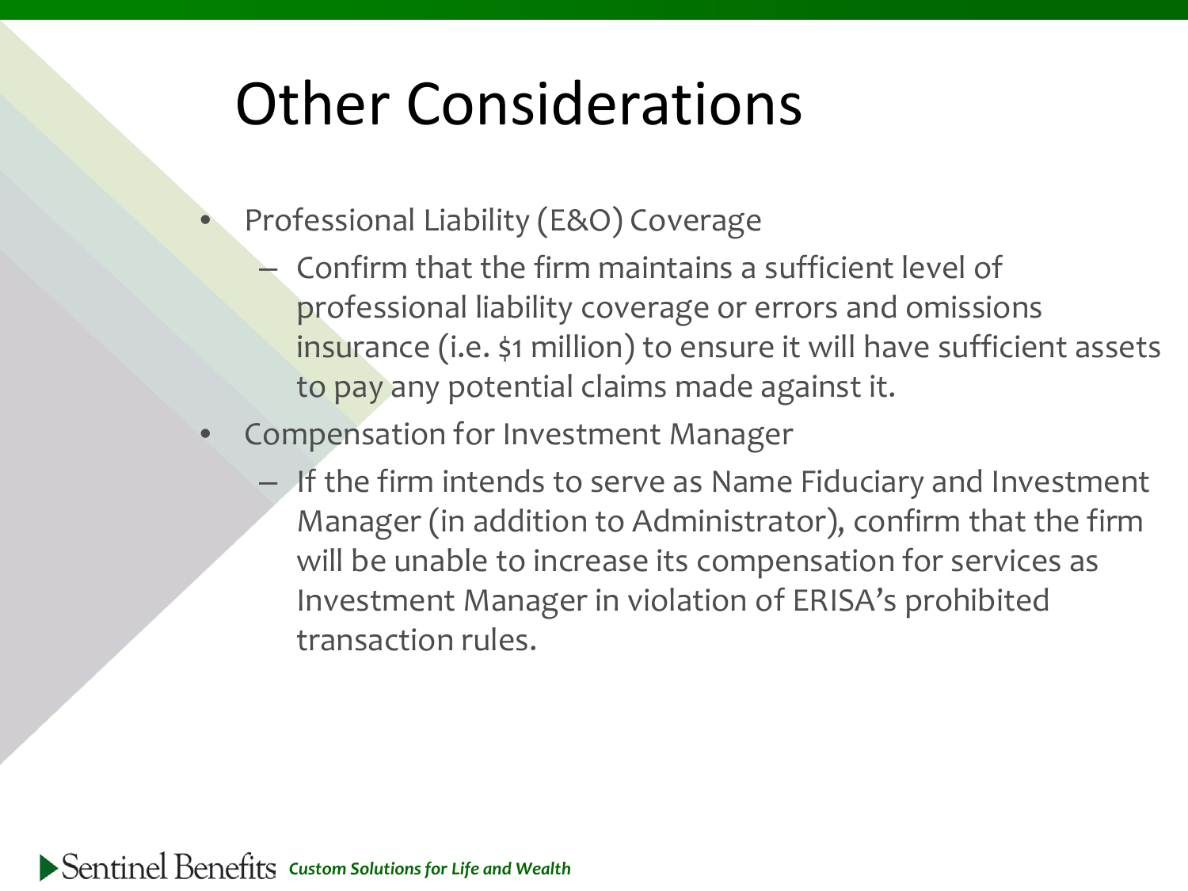# Other Considerations

- Professional Liability (E&O) Coverage
  - Confirm that the firm maintains a sufficient level of professional liability coverage or errors and omissions insurance (i.e. $1 million) to ensure it will have sufficient assets to pay any potential claims made against it.
- Compensation for Investment Manager
  - If the firm intends to serve as Name Fiduciary and Investment Manager (in addition to Administrator), confirm that the firm will be unable to increase its compensation for services as Investment Manager in violation of ERISA's prohibited transaction rules.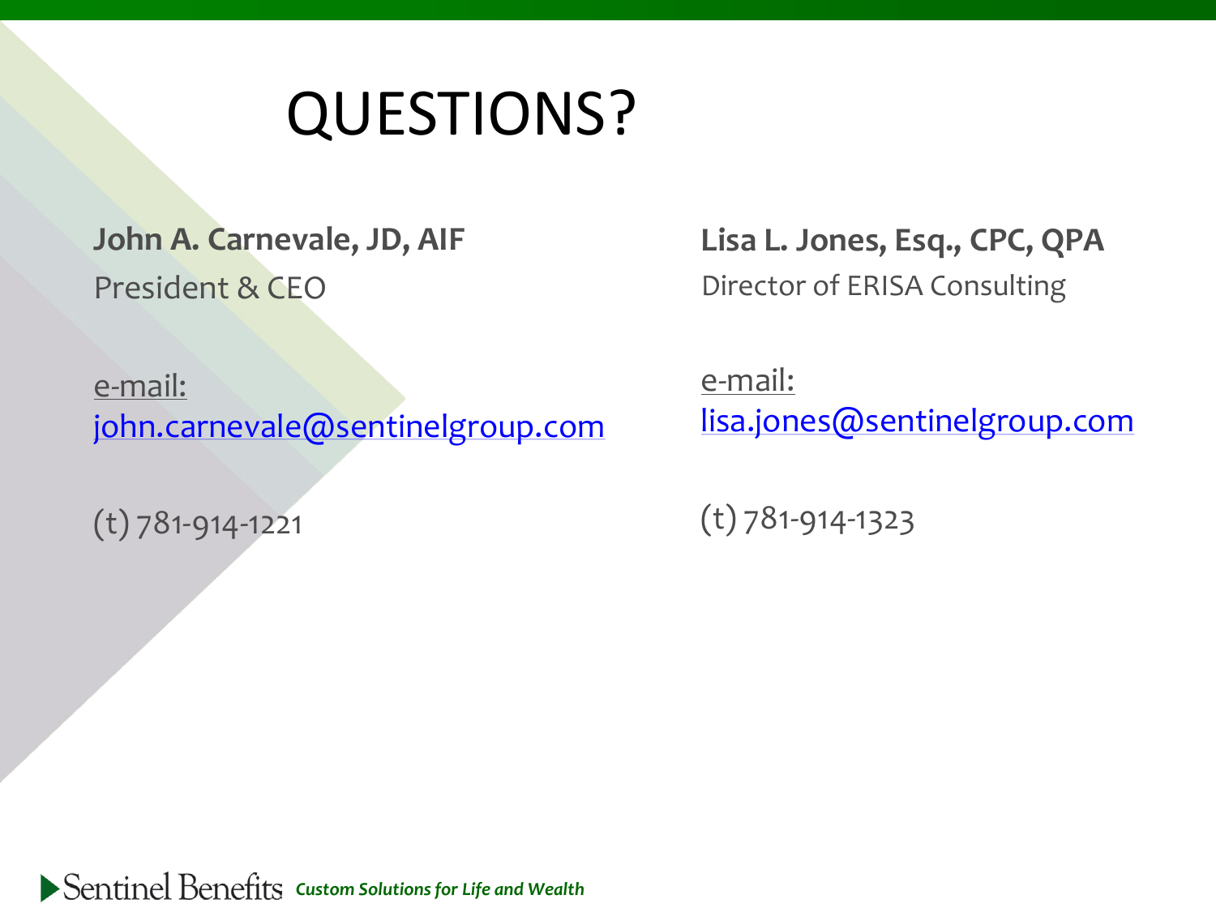# QUESTIONS?

**John A. Carnevale, JD, AIF**

President & CEO

e-mail:
john.carnevale@sentinelgroup.com

(t) 781-914-1221

**Lisa L. Jones, Esq., CPC, QPA**

Director of ERISA Consulting

e-mail:
lisa.jones@sentinelgroup.com

(t) 781-914-1323